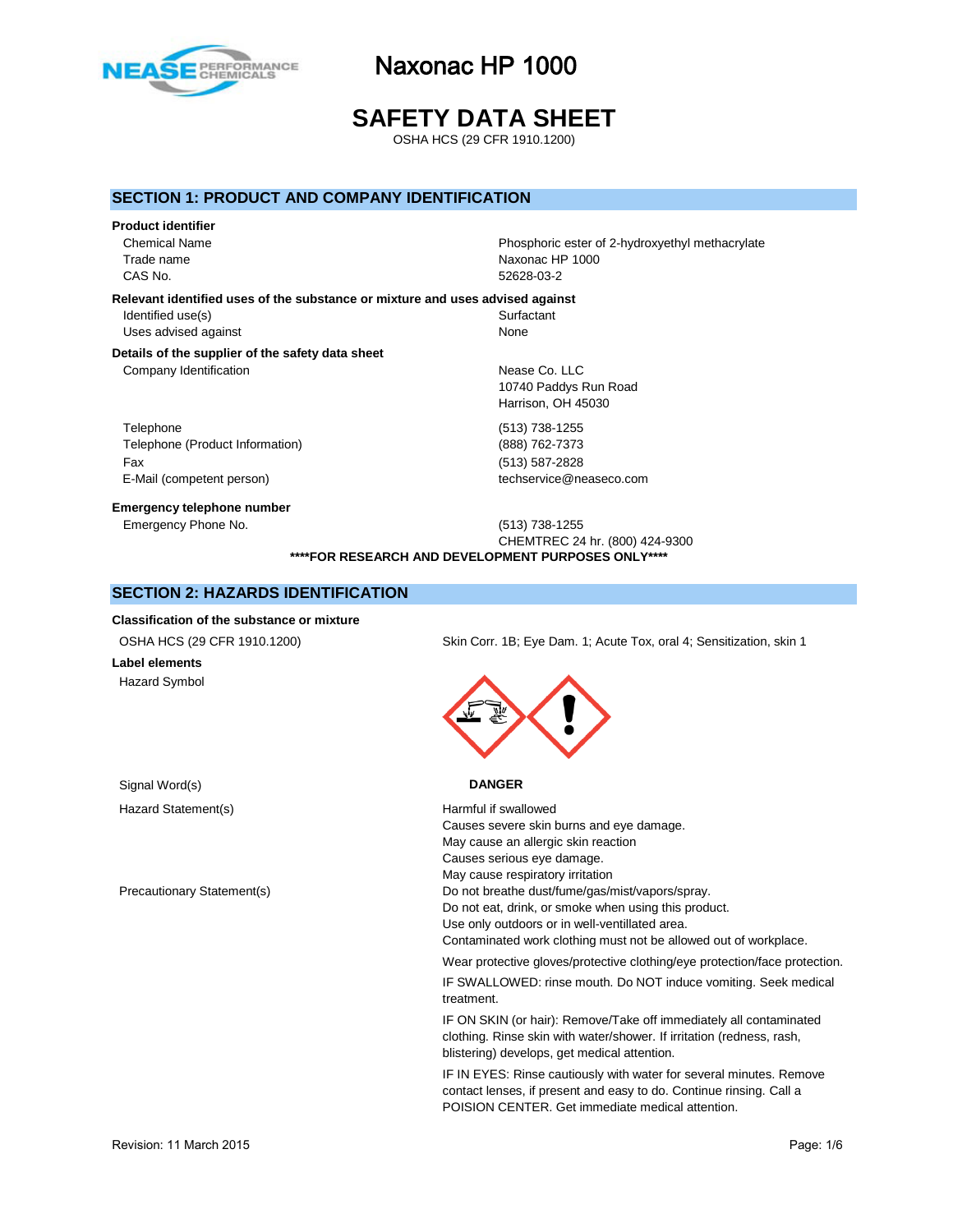# Naxonac HP 1000

# SAFETY DATA SHEET

OSHA HCS (29 CFR 1910.1200)

## SECTION 1: PRODUCT AND COMPANY IDENTIFICATION

**Product identifier**

| | |
|---|---|
| Chemical Name | Phosphoric ester of 2-hydroxyethyl methacrylate |
| Trade name | Naxonac HP 1000 |
| CAS No. | 52628-03-2 |

**Relevant identified uses of the substance or mixture and uses advised against**

| | |
|---|---|
| Identified use(s) | Surfactant |
| Uses advised against | None |

**Details of the supplier of the safety data sheet**

| | |
|---|---|
| Company Identification | Nease Co. LLC<br>10740 Paddys Run Road<br>Harrison, OH 45030 |
| Telephone | (513) 738-1255 |
| Telephone (Product Information) | (888) 762-7373 |
| Fax | (513) 587-2828 |
| E-Mail (competent person) | techservice@neaseco.com |

**Emergency telephone number**

| | |
|---|---|
| Emergency Phone No. | (513) 738-1255<br>CHEMTREC 24 hr. (800) 424-9300 |

****FOR RESEARCH AND DEVELOPMENT PURPOSES ONLY****

## SECTION 2: HAZARDS IDENTIFICATION

**Classification of the substance or mixture**

OSHA HCS (29 CFR 1910.1200): Skin Corr. 1B; Eye Dam. 1; Acute Tox, oral 4; Sensitization, skin 1

**Label elements**

Hazard Symbol

Signal Word(s): **DANGER**

Hazard Statement(s):

Harmful if swallowed
Causes severe skin burns and eye damage.
May cause an allergic skin reaction
Causes serious eye damage.
May cause respiratory irritation

Precautionary Statement(s):

Do not breathe dust/fume/gas/mist/vapors/spray.
Do not eat, drink, or smoke when using this product.
Use only outdoors or in well-ventillated area.
Contaminated work clothing must not be allowed out of workplace.

Wear protective gloves/protective clothing/eye protection/face protection.

IF SWALLOWED: rinse mouth. Do NOT induce vomiting. Seek medical treatment.

IF ON SKIN (or hair): Remove/Take off immediately all contaminated clothing. Rinse skin with water/shower. If irritation (redness, rash, blistering) develops, get medical attention.

IF IN EYES: Rinse cautiously with water for several minutes. Remove contact lenses, if present and easy to do. Continue rinsing. Call a POISION CENTER. Get immediate medical attention.

Revision: 11 March 2015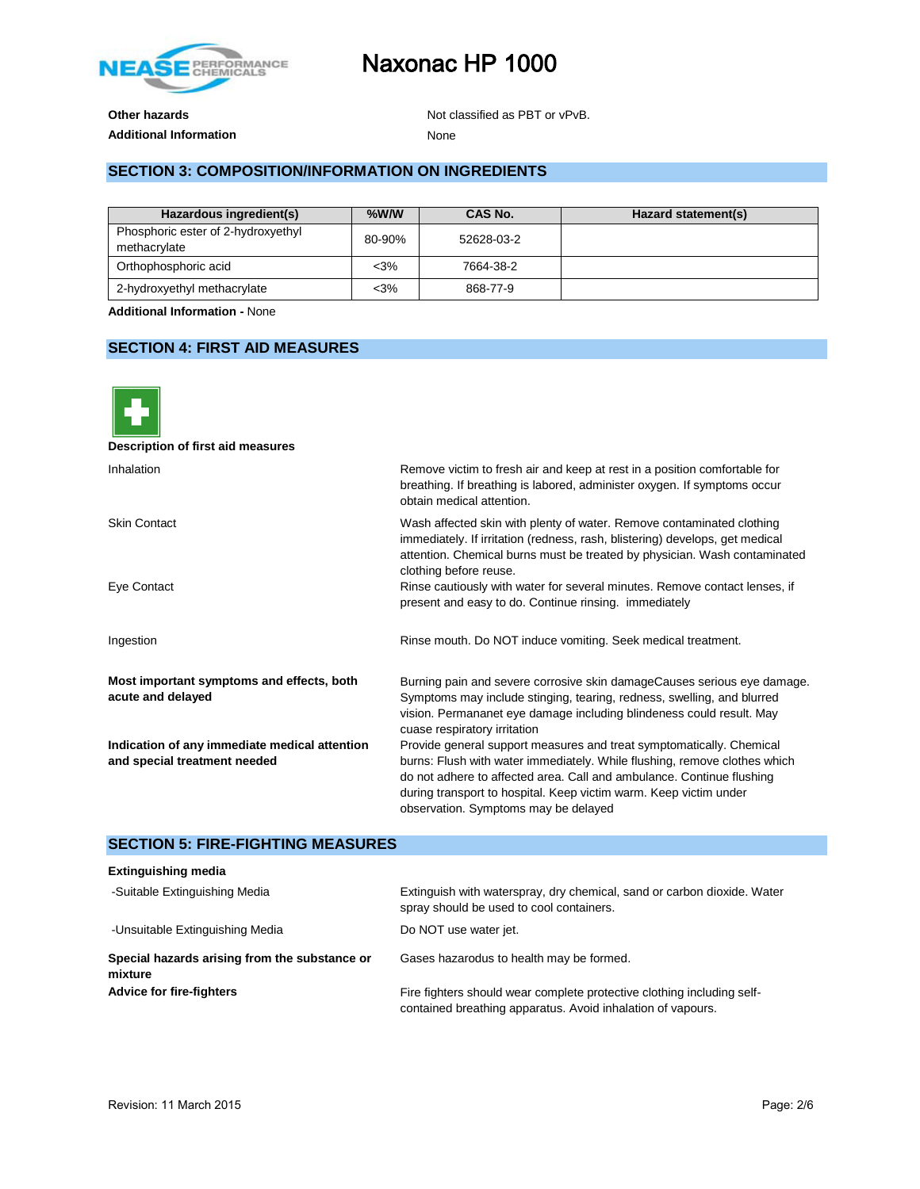**Other hazards** Not classified as PBT or vPvB.

**Additional Information** None

## SECTION 3: COMPOSITION/INFORMATION ON INGREDIENTS

| Hazardous ingredient(s) | %W/W | CAS No. | Hazard statement(s) |
|---|---|---|---|
| Phosphoric ester of 2-hydroxyethyl methacrylate | 80-90% | 52628-03-2 | |
| Orthophosphoric acid | <3% | 7664-38-2 | |
| 2-hydroxyethyl methacrylate | <3% | 868-77-9 | |

**Additional Information -** None

## SECTION 4: FIRST AID MEASURES

**Description of first aid measures**

Inhalation
: Remove victim to fresh air and keep at rest in a position comfortable for breathing. If breathing is labored, administer oxygen. If symptoms occur obtain medical attention.

Skin Contact
: Wash affected skin with plenty of water. Remove contaminated clothing immediately. If irritation (redness, rash, blistering) develops, get medical attention. Chemical burns must be treated by physician. Wash contaminated clothing before reuse.

Eye Contact
: Rinse cautiously with water for several minutes. Remove contact lenses, if present and easy to do. Continue rinsing. immediately

Ingestion
: Rinse mouth. Do NOT induce vomiting. Seek medical treatment.

**Most important symptoms and effects, both acute and delayed**
: Burning pain and severe corrosive skin damageCauses serious eye damage. Symptoms may include stinging, tearing, redness, swelling, and blurred vision. Permananet eye damage including blindeness could result. May cuase respiratory irritation

**Indication of any immediate medical attention and special treatment needed**
: Provide general support measures and treat symptomatically. Chemical burns: Flush with water immediately. While flushing, remove clothes which do not adhere to affected area. Call and ambulance. Continue flushing during transport to hospital. Keep victim warm. Keep victim under observation. Symptoms may be delayed

## SECTION 5: FIRE-FIGHTING MEASURES

**Extinguishing media**

-Suitable Extinguishing Media
: Extinguish with waterspray, dry chemical, sand or carbon dioxide. Water spray should be used to cool containers.

-Unsuitable Extinguishing Media
: Do NOT use water jet.

**Special hazards arising from the substance or mixture**
: Gases hazarodus to health may be formed.

**Advice for fire-fighters**
: Fire fighters should wear complete protective clothing including self-contained breathing apparatus. Avoid inhalation of vapours.

Revision: 11 March 2015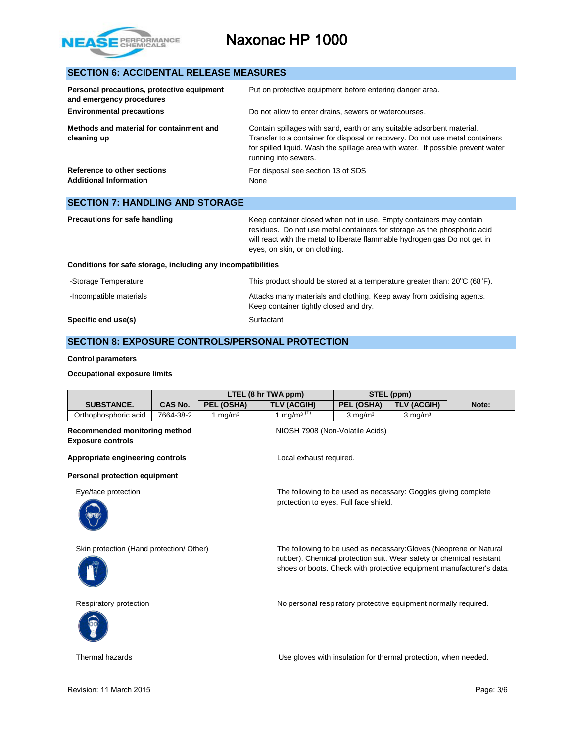## SECTION 6: ACCIDENTAL RELEASE MEASURES

**Personal precautions, protective equipment and emergency procedures**
Put on protective equipment before entering danger area.

**Environmental precautions**
Do not allow to enter drains, sewers or watercourses.

**Methods and material for containment and cleaning up**
Contain spillages with sand, earth or any suitable adsorbent material. Transfer to a container for disposal or recovery. Do not use metal containers for spilled liquid. Wash the spillage area with water. If possible prevent water running into sewers.

**Reference to other sections**
For disposal see section 13 of SDS

**Additional Information**
None

## SECTION 7: HANDLING AND STORAGE

**Precautions for safe handling**
Keep container closed when not in use. Empty containers may contain residues. Do not use metal containers for storage as the phosphoric acid will react with the metal to liberate flammable hydrogen gas Do not get in eyes, on skin, or on clothing.

**Conditions for safe storage, including any incompatibilities**

-Storage Temperature: This product should be stored at a temperature greater than: 20°C (68°F).

-Incompatible materials: Attacks many materials and clothing. Keep away from oxidising agents. Keep container tightly closed and dry.

**Specific end use(s)**
Surfactant

## SECTION 8: EXPOSURE CONTROLS/PERSONAL PROTECTION

**Control parameters**

**Occupational exposure limits**

| SUBSTANCE. | CAS No. | LTEL (8 hr TWA ppm) | | STEL (ppm) | | Note: |
|---|---|---|---|---|---|---|
| | | PEL (OSHA) | TLV (ACGIH) | PEL (OSHA) | TLV (ACGIH) | |
| Orthophosphoric acid | 7664-38-2 | 1 mg/m³ | 1 mg/m³ (T) | 3 mg/m³ | 3 mg/m³ | ——— |

**Recommended monitoring method**
NIOSH 7908 (Non-Volatile Acids)

**Exposure controls**

**Appropriate engineering controls**
Local exhaust required.

**Personal protection equipment**

Eye/face protection: The following to be used as necessary: Goggles giving complete protection to eyes. Full face shield.

Skin protection (Hand protection/ Other): The following to be used as necessary:Gloves (Neoprene or Natural rubber). Chemical protection suit. Wear safety or chemical resistant shoes or boots. Check with protective equipment manufacturer's data.

Respiratory protection: No personal respiratory protective equipment normally required.

Thermal hazards: Use gloves with insulation for thermal protection, when needed.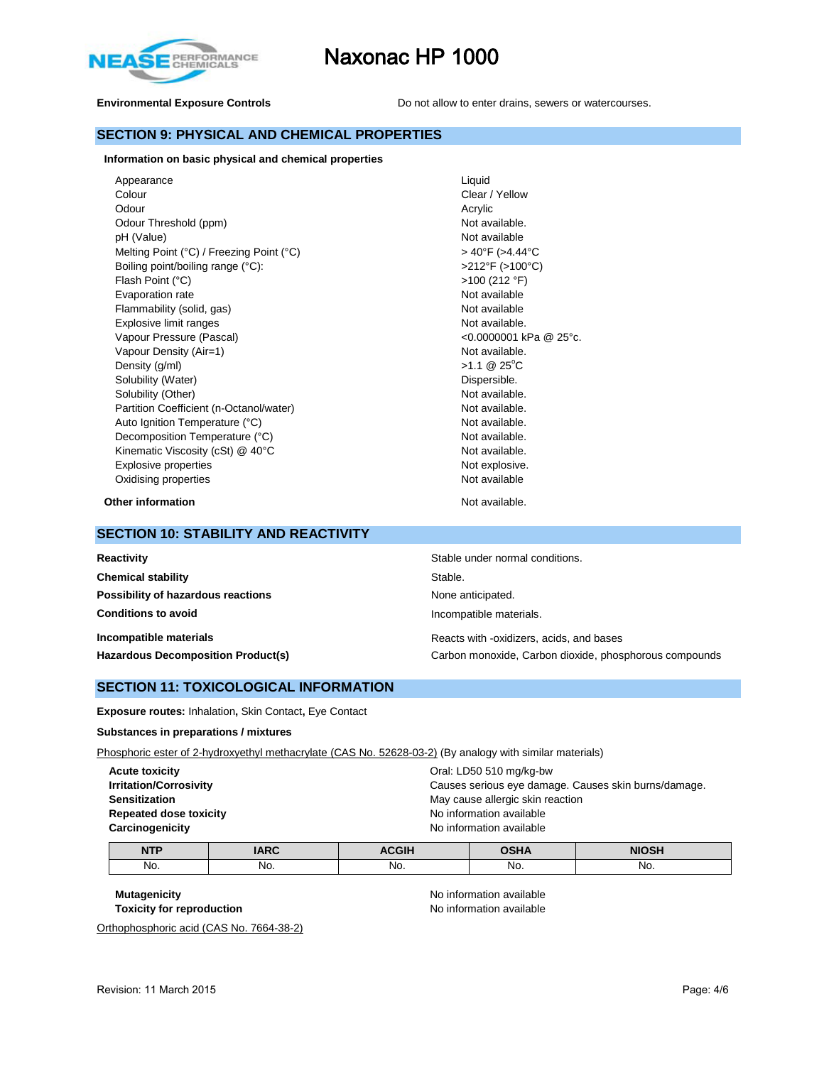**Environmental Exposure Controls** Do not allow to enter drains, sewers or watercourses.

## SECTION 9: PHYSICAL AND CHEMICAL PROPERTIES

**Information on basic physical and chemical properties**

| | |
|---|---|
| Appearance | Liquid |
| Colour | Clear / Yellow |
| Odour | Acrylic |
| Odour Threshold (ppm) | Not available. |
| pH (Value) | Not available |
| Melting Point (°C) / Freezing Point (°C) | > 40°F (>4.44°C |
| Boiling point/boiling range (°C): | >212°F (>100°C) |
| Flash Point (°C) | >100 (212 °F) |
| Evaporation rate | Not available |
| Flammability (solid, gas) | Not available |
| Explosive limit ranges | Not available. |
| Vapour Pressure (Pascal) | <0.0000001 kPa @ 25°c. |
| Vapour Density (Air=1) | Not available. |
| Density (g/ml) | >1.1 @ 25°C |
| Solubility (Water) | Dispersible. |
| Solubility (Other) | Not available. |
| Partition Coefficient (n-Octanol/water) | Not available. |
| Auto Ignition Temperature (°C) | Not available. |
| Decomposition Temperature (°C) | Not available. |
| Kinematic Viscosity (cSt) @ 40°C | Not available. |
| Explosive properties | Not explosive. |
| Oxidising properties | Not available |

**Other information** Not available.

## SECTION 10: STABILITY AND REACTIVITY

| | |
|---|---|
| **Reactivity** | Stable under normal conditions. |
| **Chemical stability** | Stable. |
| **Possibility of hazardous reactions** | None anticipated. |
| **Conditions to avoid** | Incompatible materials. |
| **Incompatible materials** | Reacts with -oxidizers, acids, and bases |
| **Hazardous Decomposition Product(s)** | Carbon monoxide, Carbon dioxide, phosphorous compounds |

## SECTION 11: TOXICOLOGICAL INFORMATION

**Exposure routes:** Inhalation**,** Skin Contact**,** Eye Contact

**Substances in preparations / mixtures**

Phosphoric ester of 2-hydroxyethyl methacrylate (CAS No. 52628-03-2) (By analogy with similar materials)

| | |
|---|---|
| **Acute toxicity** | Oral: LD50 510 mg/kg-bw |
| **Irritation/Corrosivity** | Causes serious eye damage. Causes skin burns/damage. |
| **Sensitization** | May cause allergic skin reaction |
| **Repeated dose toxicity** | No information available |
| **Carcinogenicity** | No information available |

| NTP | IARC | ACGIH | OSHA | NIOSH |
|---|---|---|---|---|
| No. | No. | No. | No. | No. |

| | |
|---|---|
| **Mutagenicity** | No information available |
| **Toxicity for reproduction** | No information available |

Orthophosphoric acid (CAS No. 7664-38-2)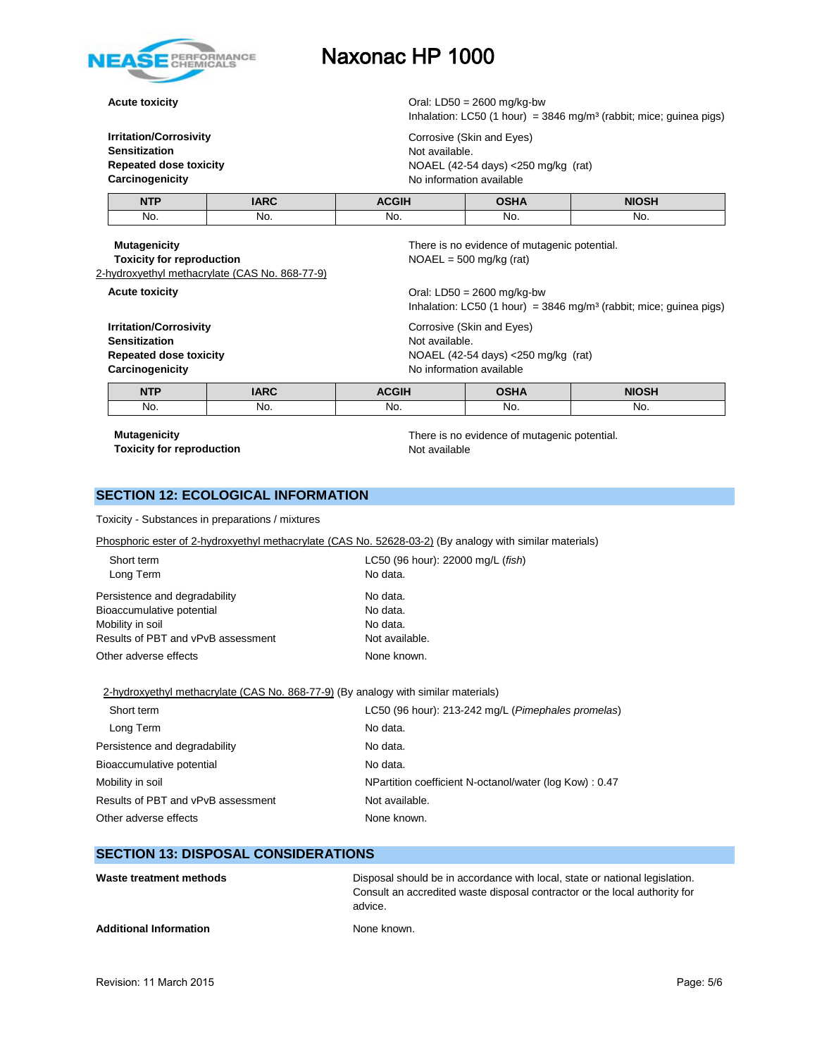**Acute toxicity** Oral: LD50 = 2600 mg/kg-bw
Inhalation: LC50 (1 hour) = 3846 mg/m³ (rabbit; mice; guinea pigs)

**Irritation/Corrosivity** Corrosive (Skin and Eyes)
**Sensitization** Not available.
**Repeated dose toxicity** NOAEL (42-54 days) <250 mg/kg (rat)
**Carcinogenicity** No information available

| NTP | IARC | ACGIH | OSHA | NIOSH |
|---|---|---|---|---|
| No. | No. | No. | No. | No. |

**Mutagenicity** There is no evidence of mutagenic potential.
**Toxicity for reproduction** NOAEL = 500 mg/kg (rat)

2-hydroxyethyl methacrylate (CAS No. 868-77-9)

**Acute toxicity** Oral: LD50 = 2600 mg/kg-bw
Inhalation: LC50 (1 hour) = 3846 mg/m³ (rabbit; mice; guinea pigs)

**Irritation/Corrosivity** Corrosive (Skin and Eyes)
**Sensitization** Not available.
**Repeated dose toxicity** NOAEL (42-54 days) <250 mg/kg (rat)
**Carcinogenicity** No information available

| NTP | IARC | ACGIH | OSHA | NIOSH |
|---|---|---|---|---|
| No. | No. | No. | No. | No. |

**Mutagenicity** There is no evidence of mutagenic potential.
**Toxicity for reproduction** Not available

## SECTION 12: ECOLOGICAL INFORMATION

Toxicity - Substances in preparations / mixtures

Phosphoric ester of 2-hydroxyethyl methacrylate (CAS No. 52628-03-2) (By analogy with similar materials)

Short term LC50 (96 hour): 22000 mg/L (*fish*)
Long Term No data.

Persistence and degradability No data.
Bioaccumulative potential No data.
Mobility in soil No data.
Results of PBT and vPvB assessment Not available.
Other adverse effects None known.

2-hydroxyethyl methacrylate (CAS No. 868-77-9) (By analogy with similar materials)

Short term LC50 (96 hour): 213-242 mg/L (*Pimephales promelas*)
Long Term No data.
Persistence and degradability No data.
Bioaccumulative potential No data.
Mobility in soil NPartition coefficient N-octanol/water (log Kow) : 0.47
Results of PBT and vPvB assessment Not available.
Other adverse effects None known.

## SECTION 13: DISPOSAL CONSIDERATIONS

**Waste treatment methods** Disposal should be in accordance with local, state or national legislation. Consult an accredited waste disposal contractor or the local authority for advice.

**Additional Information** None known.

Revision: 11 March 2015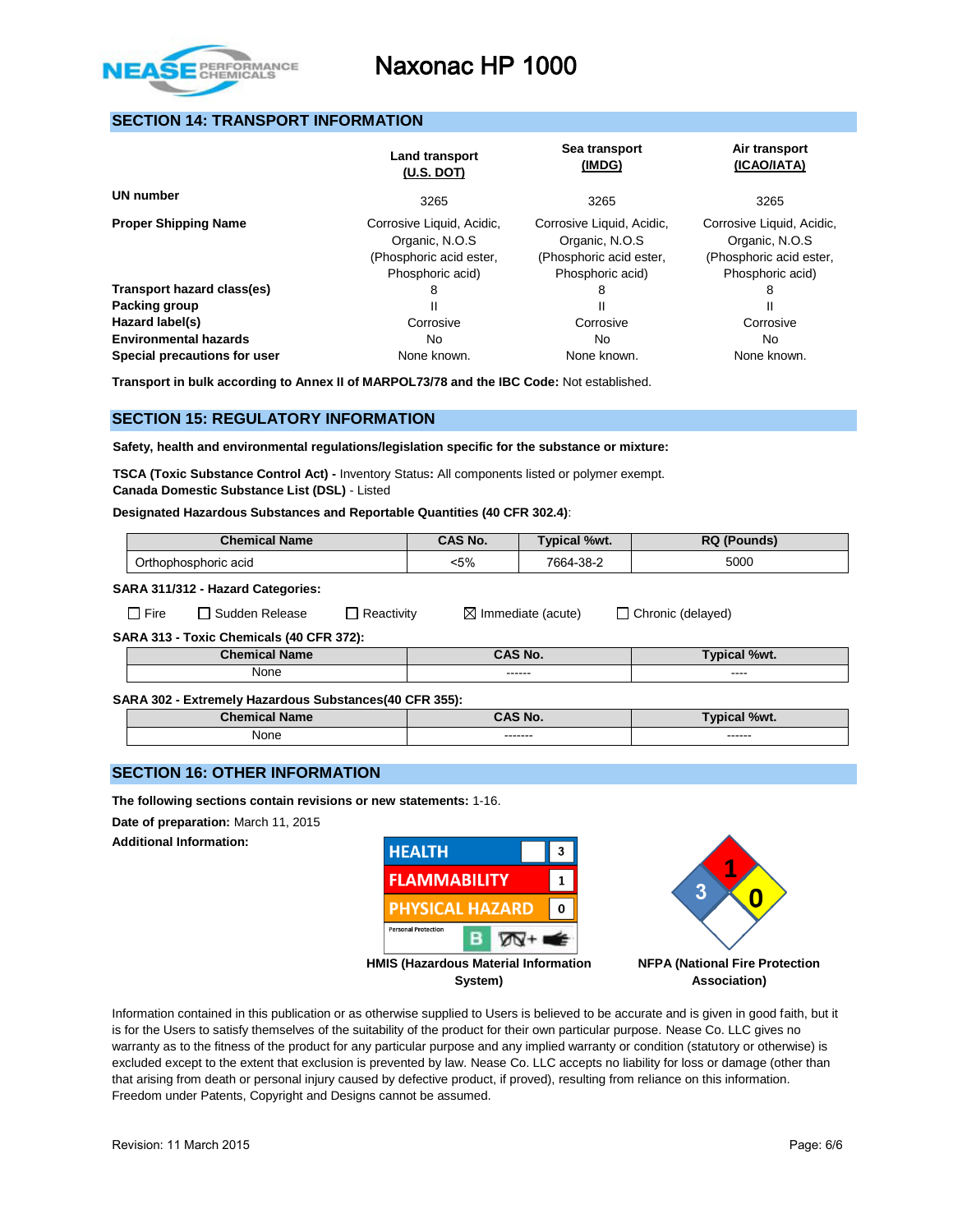## SECTION 14: TRANSPORT INFORMATION

| | Land transport (U.S. DOT) | Sea transport (IMDG) | Air transport (ICAO/IATA) |
|---|---|---|---|
| **UN number** | 3265 | 3265 | 3265 |
| **Proper Shipping Name** | Corrosive Liquid, Acidic, Organic, N.O.S (Phosphoric acid ester, Phosphoric acid) | Corrosive Liquid, Acidic, Organic, N.O.S (Phosphoric acid ester, Phosphoric acid) | Corrosive Liquid, Acidic, Organic, N.O.S (Phosphoric acid ester, Phosphoric acid) |
| **Transport hazard class(es)** | 8 | 8 | 8 |
| **Packing group** | II | II | II |
| **Hazard label(s)** | Corrosive | Corrosive | Corrosive |
| **Environmental hazards** | No | No | No |
| **Special precautions for user** | None known. | None known. | None known. |

**Transport in bulk according to Annex II of MARPOL73/78 and the IBC Code:** Not established.

## SECTION 15: REGULATORY INFORMATION

**Safety, health and environmental regulations/legislation specific for the substance or mixture:**

**TSCA (Toxic Substance Control Act) -** Inventory Status**:** All components listed or polymer exempt.
**Canada Domestic Substance List (DSL)** - Listed

**Designated Hazardous Substances and Reportable Quantities (40 CFR 302.4)**:

| Chemical Name | CAS No. | Typical %wt. | RQ (Pounds) |
|---|---|---|---|
| Orthophosphoric acid | <5% | 7664-38-2 | 5000 |

**SARA 311/312 - Hazard Categories:**

☐ Fire ☐ Sudden Release ☐ Reactivity ☒ Immediate (acute) ☐ Chronic (delayed)

**SARA 313 - Toxic Chemicals (40 CFR 372):**

| Chemical Name | CAS No. | Typical %wt. |
|---|---|---|
| None | ------ | ---- |

**SARA 302 - Extremely Hazardous Substances(40 CFR 355):**

| Chemical Name | CAS No. | Typical %wt. |
|---|---|---|
| None | ------- | ------ |

## SECTION 16: OTHER INFORMATION

**The following sections contain revisions or new statements:** 1-16.

**Date of preparation:** March 11, 2015

**Additional Information:**

HEALTH 3
FLAMMABILITY 1
PHYSICAL HAZARD 0
Personal Protection B

**HMIS (Hazardous Material Information System)**

3
1
0

**NFPA (National Fire Protection Association)**

Information contained in this publication or as otherwise supplied to Users is believed to be accurate and is given in good faith, but it is for the Users to satisfy themselves of the suitability of the product for their own particular purpose. Nease Co. LLC gives no warranty as to the fitness of the product for any particular purpose and any implied warranty or condition (statutory or otherwise) is excluded except to the extent that exclusion is prevented by law. Nease Co. LLC accepts no liability for loss or damage (other than that arising from death or personal injury caused by defective product, if proved), resulting from reliance on this information. Freedom under Patents, Copyright and Designs cannot be assumed.

Revision: 11 March 2015